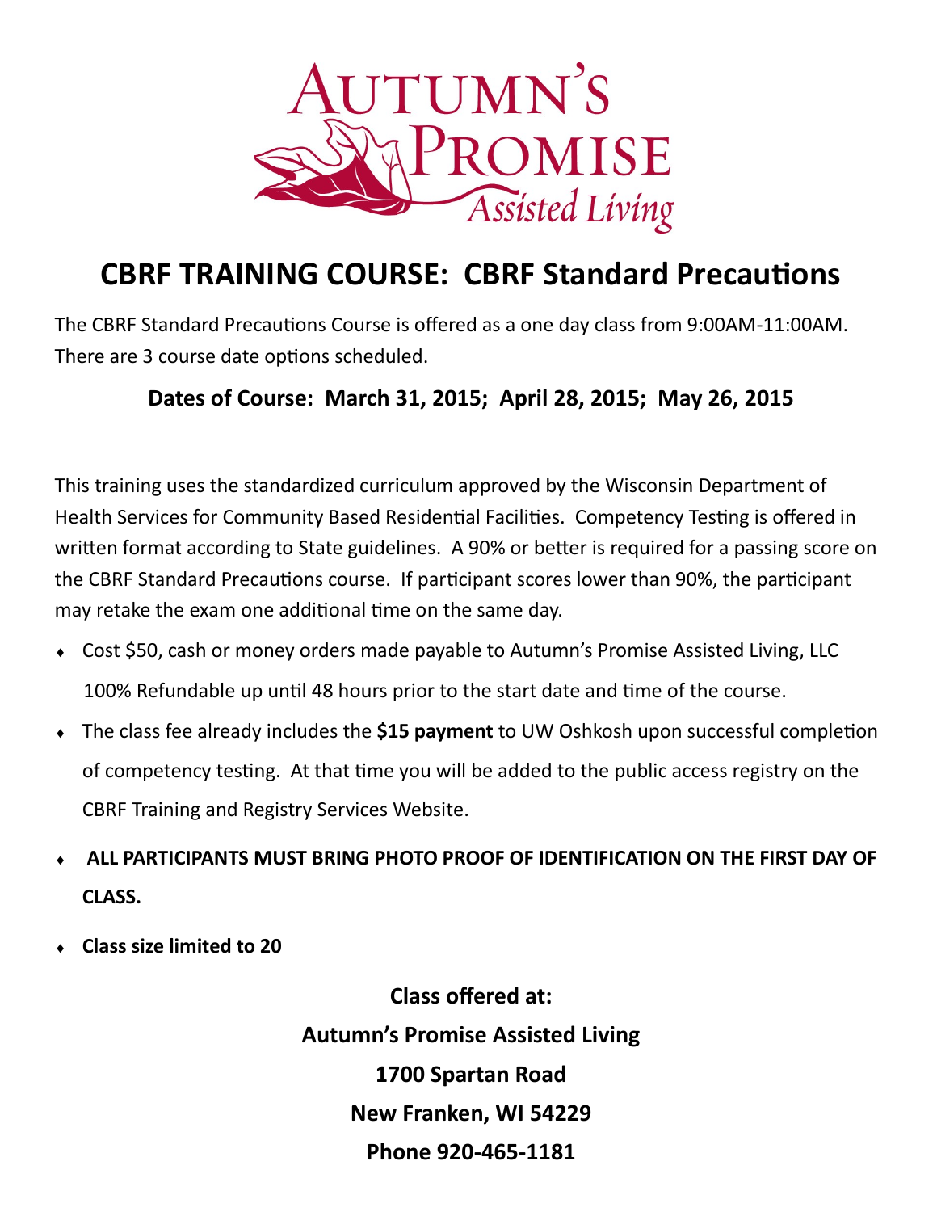AUTUMN'S PROMISE
*Assisted Living*

# CBRF TRAINING COURSE: CBRF Standard Precautions

The CBRF Standard Precautions Course is offered as a one day class from 9:00AM-11:00AM. There are 3 course date options scheduled.

**Dates of Course: March 31, 2015; April 28, 2015; May 26, 2015**

This training uses the standardized curriculum approved by the Wisconsin Department of Health Services for Community Based Residential Facilities. Competency Testing is offered in written format according to State guidelines. A 90% or better is required for a passing score on the CBRF Standard Precautions course. If participant scores lower than 90%, the participant may retake the exam one additional time on the same day.

- Cost $50, cash or money orders made payable to Autumn's Promise Assisted Living, LLC
  100% Refundable up until 48 hours prior to the start date and time of the course.
- The class fee already includes the **$15 payment** to UW Oshkosh upon successful completion of competency testing. At that time you will be added to the public access registry on the CBRF Training and Registry Services Website.
- **ALL PARTICIPANTS MUST BRING PHOTO PROOF OF IDENTIFICATION ON THE FIRST DAY OF CLASS.**
- **Class size limited to 20**

**Class offered at:**
**Autumn's Promise Assisted Living**
**1700 Spartan Road**
**New Franken, WI 54229**
**Phone 920-465-1181**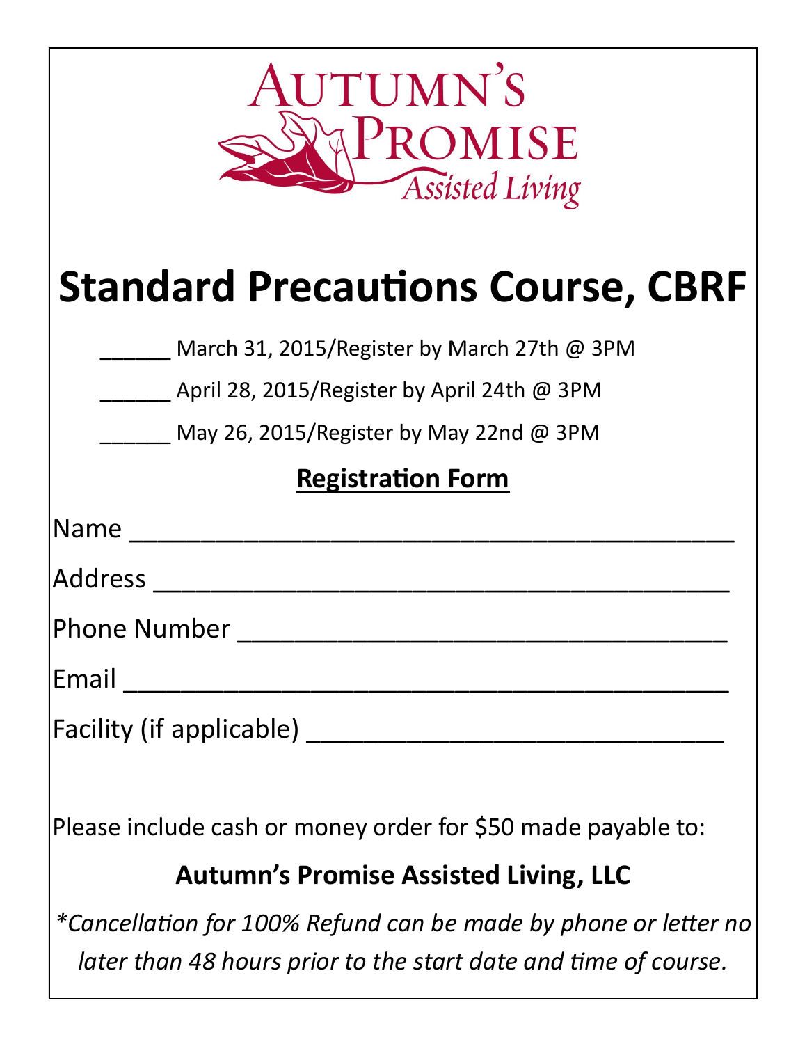AUTUMN'S PROMISE
Assisted Living

# Standard Precautions Course, CBRF

______ March 31, 2015/Register by March 27th @ 3PM

______ April 28, 2015/Register by April 24th @ 3PM

______ May 26, 2015/Register by May 22nd @ 3PM

## Registration Form

Name ________________________________________

Address ______________________________________

Phone Number _________________________________

Email ________________________________________

Facility (if applicable) ____________________________

Please include cash or money order for $50 made payable to:

**Autumn's Promise Assisted Living, LLC**

*\*Cancellation for 100% Refund can be made by phone or letter no later than 48 hours prior to the start date and time of course.*